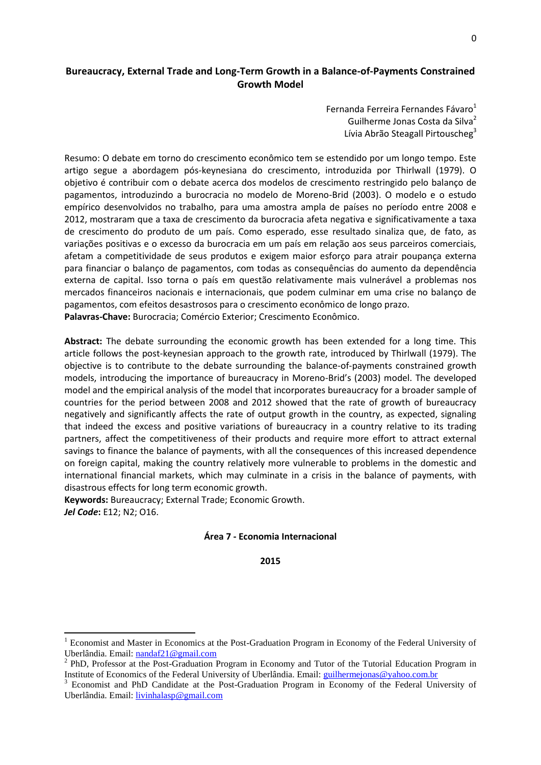# Bureaucracy, External Trade and Long-Term Growth in a Balance-of-Payments Constrained Growth Model

Fernanda Ferreira Fernandes Fávaro[1]
Guilherme Jonas Costa da Silva[2]
Lívia Abrão Steagall Pirtouscheg[3]

Resumo: O debate em torno do crescimento econômico tem se estendido por um longo tempo. Este artigo segue a abordagem pós-keynesiana do crescimento, introduzida por Thirlwall (1979). O objetivo é contribuir com o debate acerca dos modelos de crescimento restringido pelo balanço de pagamentos, introduzindo a burocracia no modelo de Moreno-Brid (2003). O modelo e o estudo empírico desenvolvidos no trabalho, para uma amostra ampla de países no período entre 2008 e 2012, mostraram que a taxa de crescimento da burocracia afeta negativa e significativamente a taxa de crescimento do produto de um país. Como esperado, esse resultado sinaliza que, de fato, as variações positivas e o excesso da burocracia em um país em relação aos seus parceiros comerciais, afetam a competitividade de seus produtos e exigem maior esforço para atrair poupança externa para financiar o balanço de pagamentos, com todas as consequências do aumento da dependência externa de capital. Isso torna o país em questão relativamente mais vulnerável a problemas nos mercados financeiros nacionais e internacionais, que podem culminar em uma crise no balanço de pagamentos, com efeitos desastrosos para o crescimento econômico de longo prazo.

**Palavras-Chave:** Burocracia; Comércio Exterior; Crescimento Econômico.

**Abstract:** The debate surrounding the economic growth has been extended for a long time. This article follows the post-keynesian approach to the growth rate, introduced by Thirlwall (1979). The objective is to contribute to the debate surrounding the balance-of-payments constrained growth models, introducing the importance of bureaucracy in Moreno-Brid's (2003) model. The developed model and the empirical analysis of the model that incorporates bureaucracy for a broader sample of countries for the period between 2008 and 2012 showed that the rate of growth of bureaucracy negatively and significantly affects the rate of output growth in the country, as expected, signaling that indeed the excess and positive variations of bureaucracy in a country relative to its trading partners, affect the competitiveness of their products and require more effort to attract external savings to finance the balance of payments, with all the consequences of this increased dependence on foreign capital, making the country relatively more vulnerable to problems in the domestic and international financial markets, which may culminate in a crisis in the balance of payments, with disastrous effects for long term economic growth.

**Keywords:** Bureaucracy; External Trade; Economic Growth.

***Jel Code*:** E12; N2; O16.

**Área 7 - Economia Internacional**

**2015**

---

[1] Economist and Master in Economics at the Post-Graduation Program in Economy of the Federal University of Uberlândia. Email: nandaf21@gmail.com

[2] PhD, Professor at the Post-Graduation Program in Economy and Tutor of the Tutorial Education Program in Institute of Economics of the Federal University of Uberlândia. Email: guilhermejonas@yahoo.com.br

[3] Economist and PhD Candidate at the Post-Graduation Program in Economy of the Federal University of Uberlândia. Email: livinhalasp@gmail.com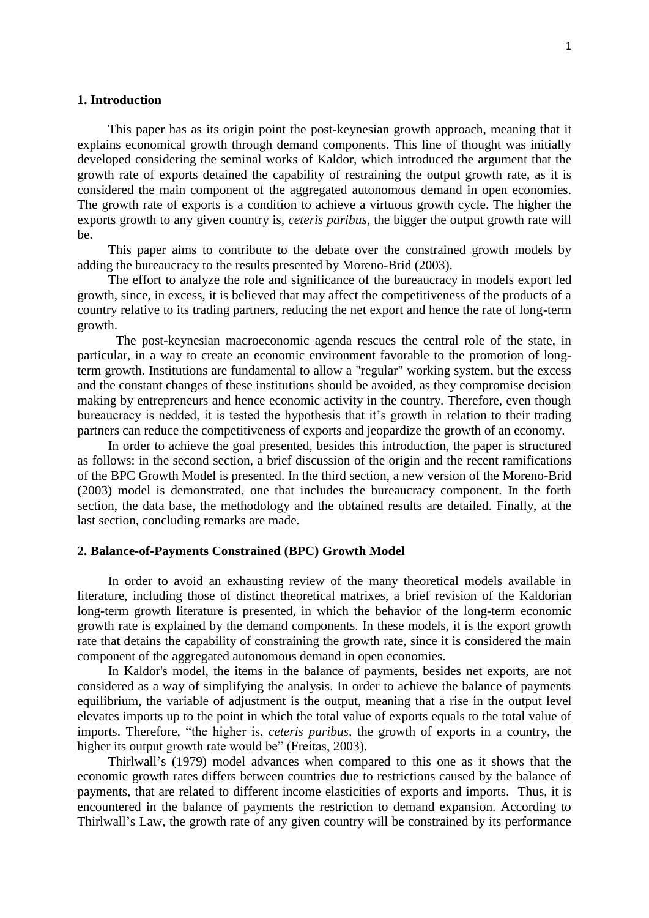## 1. Introduction

This paper has as its origin point the post-keynesian growth approach, meaning that it explains economical growth through demand components. This line of thought was initially developed considering the seminal works of Kaldor, which introduced the argument that the growth rate of exports detained the capability of restraining the output growth rate, as it is considered the main component of the aggregated autonomous demand in open economies. The growth rate of exports is a condition to achieve a virtuous growth cycle. The higher the exports growth to any given country is, *ceteris paribus*, the bigger the output growth rate will be.

This paper aims to contribute to the debate over the constrained growth models by adding the bureaucracy to the results presented by Moreno-Brid (2003).

The effort to analyze the role and significance of the bureaucracy in models export led growth, since, in excess, it is believed that may affect the competitiveness of the products of a country relative to its trading partners, reducing the net export and hence the rate of long-term growth.

The post-keynesian macroeconomic agenda rescues the central role of the state, in particular, in a way to create an economic environment favorable to the promotion of long-term growth. Institutions are fundamental to allow a "regular" working system, but the excess and the constant changes of these institutions should be avoided, as they compromise decision making by entrepreneurs and hence economic activity in the country. Therefore, even though bureaucracy is nedded, it is tested the hypothesis that it's growth in relation to their trading partners can reduce the competitiveness of exports and jeopardize the growth of an economy.

In order to achieve the goal presented, besides this introduction, the paper is structured as follows: in the second section, a brief discussion of the origin and the recent ramifications of the BPC Growth Model is presented. In the third section, a new version of the Moreno-Brid (2003) model is demonstrated, one that includes the bureaucracy component. In the forth section, the data base, the methodology and the obtained results are detailed. Finally, at the last section, concluding remarks are made.

## 2. Balance-of-Payments Constrained (BPC) Growth Model

In order to avoid an exhausting review of the many theoretical models available in literature, including those of distinct theoretical matrixes, a brief revision of the Kaldorian long-term growth literature is presented, in which the behavior of the long-term economic growth rate is explained by the demand components. In these models, it is the export growth rate that detains the capability of constraining the growth rate, since it is considered the main component of the aggregated autonomous demand in open economies.

In Kaldor's model, the items in the balance of payments, besides net exports, are not considered as a way of simplifying the analysis. In order to achieve the balance of payments equilibrium, the variable of adjustment is the output, meaning that a rise in the output level elevates imports up to the point in which the total value of exports equals to the total value of imports. Therefore, "the higher is, *ceteris paribus*, the growth of exports in a country, the higher its output growth rate would be" (Freitas, 2003).

Thirlwall's (1979) model advances when compared to this one as it shows that the economic growth rates differs between countries due to restrictions caused by the balance of payments, that are related to different income elasticities of exports and imports. Thus, it is encountered in the balance of payments the restriction to demand expansion. According to Thirlwall's Law, the growth rate of any given country will be constrained by its performance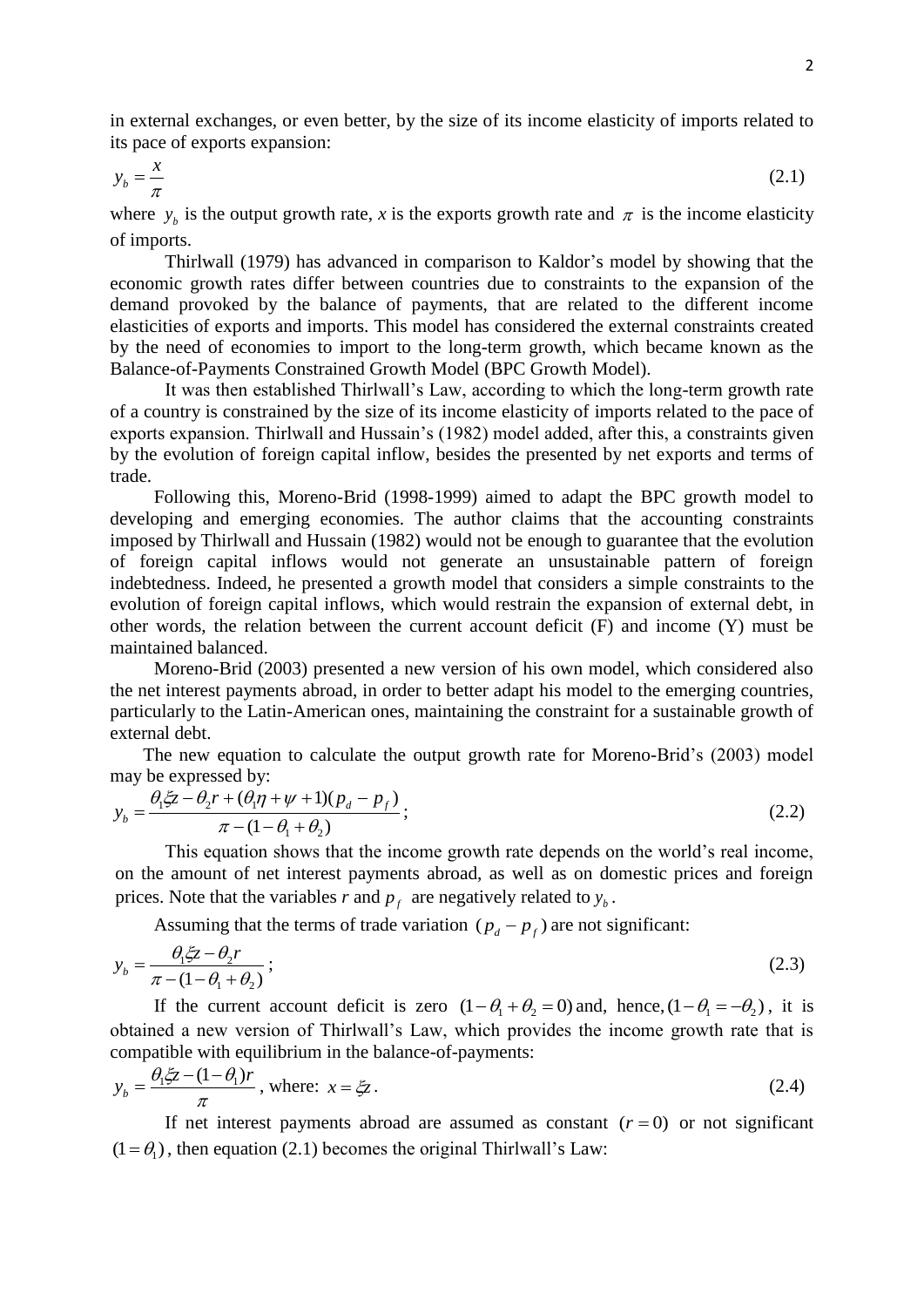in external exchanges, or even better, by the size of its income elasticity of imports related to its pace of exports expansion:

$$y_b = \frac{x}{\pi} \tag{2.1}$$

where $y_b$ is the output growth rate, *x* is the exports growth rate and $\pi$ is the income elasticity of imports.

Thirlwall (1979) has advanced in comparison to Kaldor's model by showing that the economic growth rates differ between countries due to constraints to the expansion of the demand provoked by the balance of payments, that are related to the different income elasticities of exports and imports. This model has considered the external constraints created by the need of economies to import to the long-term growth, which became known as the Balance-of-Payments Constrained Growth Model (BPC Growth Model).

It was then established Thirlwall's Law, according to which the long-term growth rate of a country is constrained by the size of its income elasticity of imports related to the pace of exports expansion. Thirlwall and Hussain's (1982) model added, after this, a constraints given by the evolution of foreign capital inflow, besides the presented by net exports and terms of trade.

Following this, Moreno-Brid (1998-1999) aimed to adapt the BPC growth model to developing and emerging economies. The author claims that the accounting constraints imposed by Thirlwall and Hussain (1982) would not be enough to guarantee that the evolution of foreign capital inflows would not generate an unsustainable pattern of foreign indebtedness. Indeed, he presented a growth model that considers a simple constraints to the evolution of foreign capital inflows, which would restrain the expansion of external debt, in other words, the relation between the current account deficit (F) and income (Y) must be maintained balanced.

Moreno-Brid (2003) presented a new version of his own model, which considered also the net interest payments abroad, in order to better adapt his model to the emerging countries, particularly to the Latin-American ones, maintaining the constraint for a sustainable growth of external debt.

The new equation to calculate the output growth rate for Moreno-Brid's (2003) model may be expressed by:

$$y_b = \frac{\theta_1 \xi z - \theta_2 r + (\theta_1 \eta + \psi + 1)(p_d - p_f)}{\pi - (1 - \theta_1 + \theta_2)}; \tag{2.2}$$

This equation shows that the income growth rate depends on the world's real income, on the amount of net interest payments abroad, as well as on domestic prices and foreign prices. Note that the variables *r* and $p_f$ are negatively related to $y_b$.

Assuming that the terms of trade variation $(p_d - p_f)$ are not significant:

$$y_b = \frac{\theta_1 \xi z - \theta_2 r}{\pi - (1 - \theta_1 + \theta_2)}; \tag{2.3}$$

If the current account deficit is zero $(1 - \theta_1 + \theta_2 = 0)$ and, hence, $(1 - \theta_1 = -\theta_2)$, it is obtained a new version of Thirlwall's Law, which provides the income growth rate that is compatible with equilibrium in the balance-of-payments:

$$y_b = \frac{\theta_1 \xi z - (1 - \theta_1) r}{\pi}, \text{ where: } x = \xi z. \tag{2.4}$$

If net interest payments abroad are assumed as constant $(r = 0)$ or not significant $(1 = \theta_1)$, then equation (2.1) becomes the original Thirlwall's Law: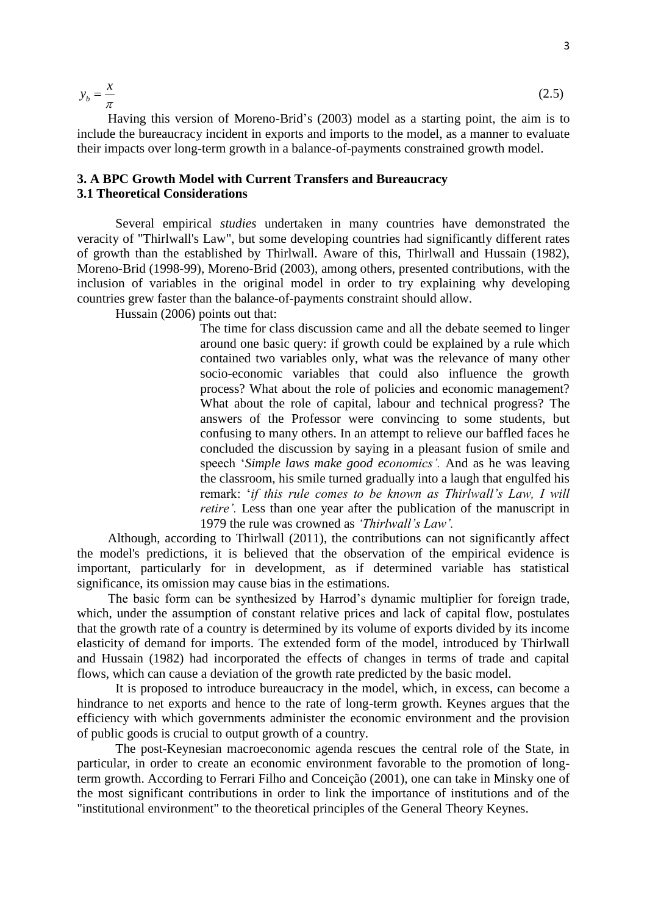$$y_b = \frac{x}{\pi} \tag{2.5}$$

Having this version of Moreno-Brid's (2003) model as a starting point, the aim is to include the bureaucracy incident in exports and imports to the model, as a manner to evaluate their impacts over long-term growth in a balance-of-payments constrained growth model.

## 3. A BPC Growth Model with Current Transfers and Bureaucracy

### 3.1 Theoretical Considerations

Several empirical *studies* undertaken in many countries have demonstrated the veracity of "Thirlwall's Law", but some developing countries had significantly different rates of growth than the established by Thirlwall. Aware of this, Thirlwall and Hussain (1982), Moreno-Brid (1998-99), Moreno-Brid (2003), among others, presented contributions, with the inclusion of variables in the original model in order to try explaining why developing countries grew faster than the balance-of-payments constraint should allow.

Hussain (2006) points out that:

> The time for class discussion came and all the debate seemed to linger around one basic query: if growth could be explained by a rule which contained two variables only, what was the relevance of many other socio-economic variables that could also influence the growth process? What about the role of policies and economic management? What about the role of capital, labour and technical progress? The answers of the Professor were convincing to some students, but confusing to many others. In an attempt to relieve our baffled faces he concluded the discussion by saying in a pleasant fusion of smile and speech '*Simple laws make good economics'.* And as he was leaving the classroom, his smile turned gradually into a laugh that engulfed his remark: '*if this rule comes to be known as Thirlwall's Law, I will retire'.* Less than one year after the publication of the manuscript in 1979 the rule was crowned as *'Thirlwall's Law'.*

Although, according to Thirlwall (2011), the contributions can not significantly affect the model's predictions, it is believed that the observation of the empirical evidence is important, particularly for in development, as if determined variable has statistical significance, its omission may cause bias in the estimations.

The basic form can be synthesized by Harrod's dynamic multiplier for foreign trade, which, under the assumption of constant relative prices and lack of capital flow, postulates that the growth rate of a country is determined by its volume of exports divided by its income elasticity of demand for imports. The extended form of the model, introduced by Thirlwall and Hussain (1982) had incorporated the effects of changes in terms of trade and capital flows, which can cause a deviation of the growth rate predicted by the basic model.

It is proposed to introduce bureaucracy in the model, which, in excess, can become a hindrance to net exports and hence to the rate of long-term growth. Keynes argues that the efficiency with which governments administer the economic environment and the provision of public goods is crucial to output growth of a country.

The post-Keynesian macroeconomic agenda rescues the central role of the State, in particular, in order to create an economic environment favorable to the promotion of long-term growth. According to Ferrari Filho and Conceição (2001), one can take in Minsky one of the most significant contributions in order to link the importance of institutions and of the "institutional environment" to the theoretical principles of the General Theory Keynes.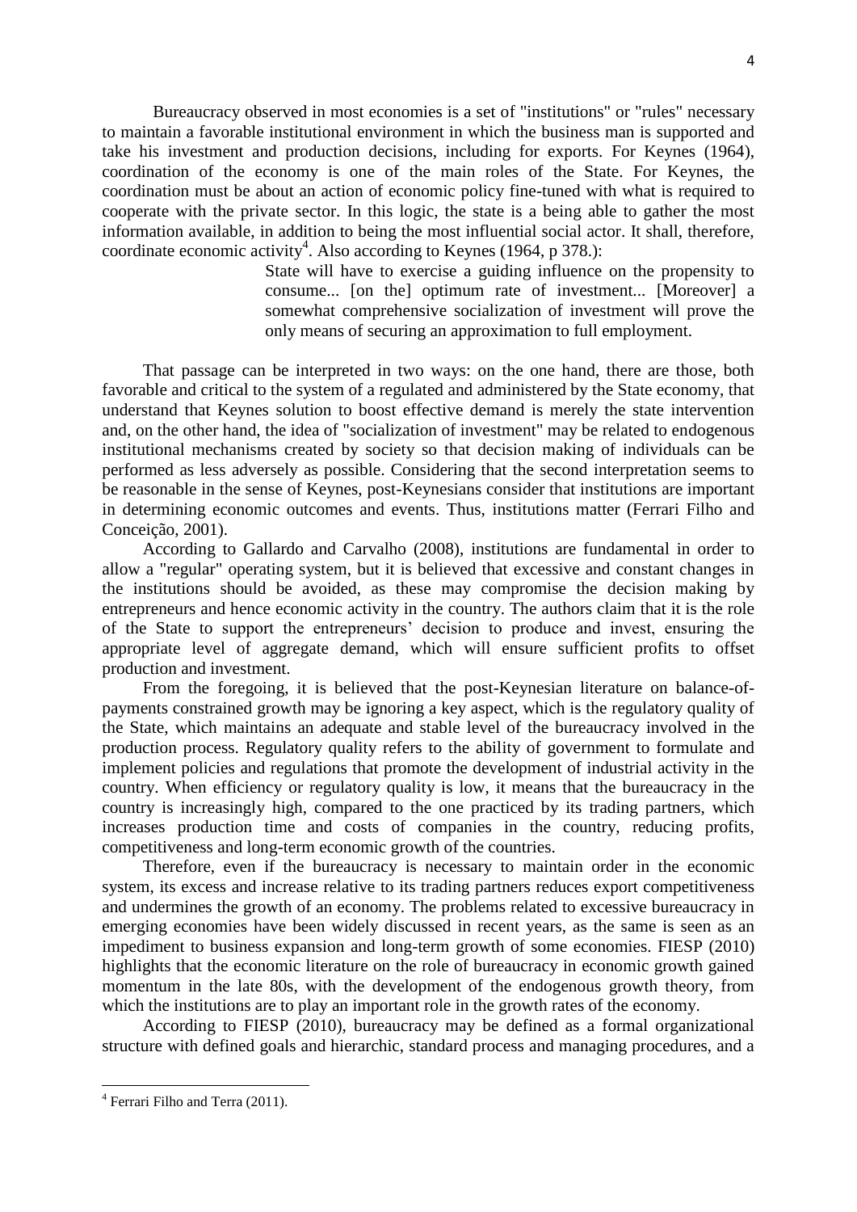Bureaucracy observed in most economies is a set of "institutions" or "rules" necessary to maintain a favorable institutional environment in which the business man is supported and take his investment and production decisions, including for exports. For Keynes (1964), coordination of the economy is one of the main roles of the State. For Keynes, the coordination must be about an action of economic policy fine-tuned with what is required to cooperate with the private sector. In this logic, the state is a being able to gather the most information available, in addition to being the most influential social actor. It shall, therefore, coordinate economic activity[4]. Also according to Keynes (1964, p 378.):

> State will have to exercise a guiding influence on the propensity to consume... [on the] optimum rate of investment... [Moreover] a somewhat comprehensive socialization of investment will prove the only means of securing an approximation to full employment.

That passage can be interpreted in two ways: on the one hand, there are those, both favorable and critical to the system of a regulated and administered by the State economy, that understand that Keynes solution to boost effective demand is merely the state intervention and, on the other hand, the idea of "socialization of investment" may be related to endogenous institutional mechanisms created by society so that decision making of individuals can be performed as less adversely as possible. Considering that the second interpretation seems to be reasonable in the sense of Keynes, post-Keynesians consider that institutions are important in determining economic outcomes and events. Thus, institutions matter (Ferrari Filho and Conceição, 2001).

According to Gallardo and Carvalho (2008), institutions are fundamental in order to allow a "regular" operating system, but it is believed that excessive and constant changes in the institutions should be avoided, as these may compromise the decision making by entrepreneurs and hence economic activity in the country. The authors claim that it is the role of the State to support the entrepreneurs' decision to produce and invest, ensuring the appropriate level of aggregate demand, which will ensure sufficient profits to offset production and investment.

From the foregoing, it is believed that the post-Keynesian literature on balance-of-payments constrained growth may be ignoring a key aspect, which is the regulatory quality of the State, which maintains an adequate and stable level of the bureaucracy involved in the production process. Regulatory quality refers to the ability of government to formulate and implement policies and regulations that promote the development of industrial activity in the country. When efficiency or regulatory quality is low, it means that the bureaucracy in the country is increasingly high, compared to the one practiced by its trading partners, which increases production time and costs of companies in the country, reducing profits, competitiveness and long-term economic growth of the countries.

Therefore, even if the bureaucracy is necessary to maintain order in the economic system, its excess and increase relative to its trading partners reduces export competitiveness and undermines the growth of an economy. The problems related to excessive bureaucracy in emerging economies have been widely discussed in recent years, as the same is seen as an impediment to business expansion and long-term growth of some economies. FIESP (2010) highlights that the economic literature on the role of bureaucracy in economic growth gained momentum in the late 80s, with the development of the endogenous growth theory, from which the institutions are to play an important role in the growth rates of the economy.

According to FIESP (2010), bureaucracy may be defined as a formal organizational structure with defined goals and hierarchic, standard process and managing procedures, and a

[4] Ferrari Filho and Terra (2011).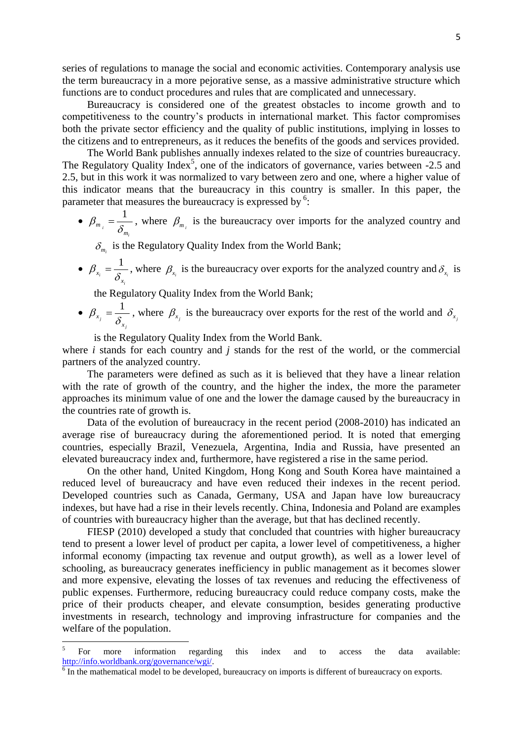series of regulations to manage the social and economic activities. Contemporary analysis use the term bureaucracy in a more pejorative sense, as a massive administrative structure which functions are to conduct procedures and rules that are complicated and unnecessary.

Bureaucracy is considered one of the greatest obstacles to income growth and to competitiveness to the country's products in international market. This factor compromises both the private sector efficiency and the quality of public institutions, implying in losses to the citizens and to entrepreneurs, as it reduces the benefits of the goods and services provided.

The World Bank publishes annually indexes related to the size of countries bureaucracy. The Regulatory Quality Index[5], one of the indicators of governance, varies between -2.5 and 2.5, but in this work it was normalized to vary between zero and one, where a higher value of this indicator means that the bureaucracy in this country is smaller. In this paper, the parameter that measures the bureaucracy is expressed by [6]:

- $\beta_{m_i} = \frac{1}{\delta_{m_i}}$, where $\beta_{m_i}$ is the bureaucracy over imports for the analyzed country and $\delta_{m_i}$ is the Regulatory Quality Index from the World Bank;
- $\beta_{x_i} = \frac{1}{\delta_{x_i}}$, where $\beta_{x_i}$ is the bureaucracy over exports for the analyzed country and $\delta_{x_i}$ is the Regulatory Quality Index from the World Bank;
- $\beta_{x_j} = \frac{1}{\delta_{x_j}}$, where $\beta_{x_j}$ is the bureaucracy over exports for the rest of the world and $\delta_{x_j}$ is the Regulatory Quality Index from the World Bank.

where *i* stands for each country and *j* stands for the rest of the world, or the commercial partners of the analyzed country.

The parameters were defined as such as it is believed that they have a linear relation with the rate of growth of the country, and the higher the index, the more the parameter approaches its minimum value of one and the lower the damage caused by the bureaucracy in the countries rate of growth is.

Data of the evolution of bureaucracy in the recent period (2008-2010) has indicated an average rise of bureaucracy during the aforementioned period. It is noted that emerging countries, especially Brazil, Venezuela, Argentina, India and Russia, have presented an elevated bureaucracy index and, furthermore, have registered a rise in the same period.

On the other hand, United Kingdom, Hong Kong and South Korea have maintained a reduced level of bureaucracy and have even reduced their indexes in the recent period. Developed countries such as Canada, Germany, USA and Japan have low bureaucracy indexes, but have had a rise in their levels recently. China, Indonesia and Poland are examples of countries with bureaucracy higher than the average, but that has declined recently.

FIESP (2010) developed a study that concluded that countries with higher bureaucracy tend to present a lower level of product per capita, a lower level of competitiveness, a higher informal economy (impacting tax revenue and output growth), as well as a lower level of schooling, as bureaucracy generates inefficiency in public management as it becomes slower and more expensive, elevating the losses of tax revenues and reducing the effectiveness of public expenses. Furthermore, reducing bureaucracy could reduce company costs, make the price of their products cheaper, and elevate consumption, besides generating productive investments in research, technology and improving infrastructure for companies and the welfare of the population.

---

[5] For more information regarding this index and to access the data available: http://info.worldbank.org/governance/wgi/.

[6] In the mathematical model to be developed, bureaucracy on imports is different of bureaucracy on exports.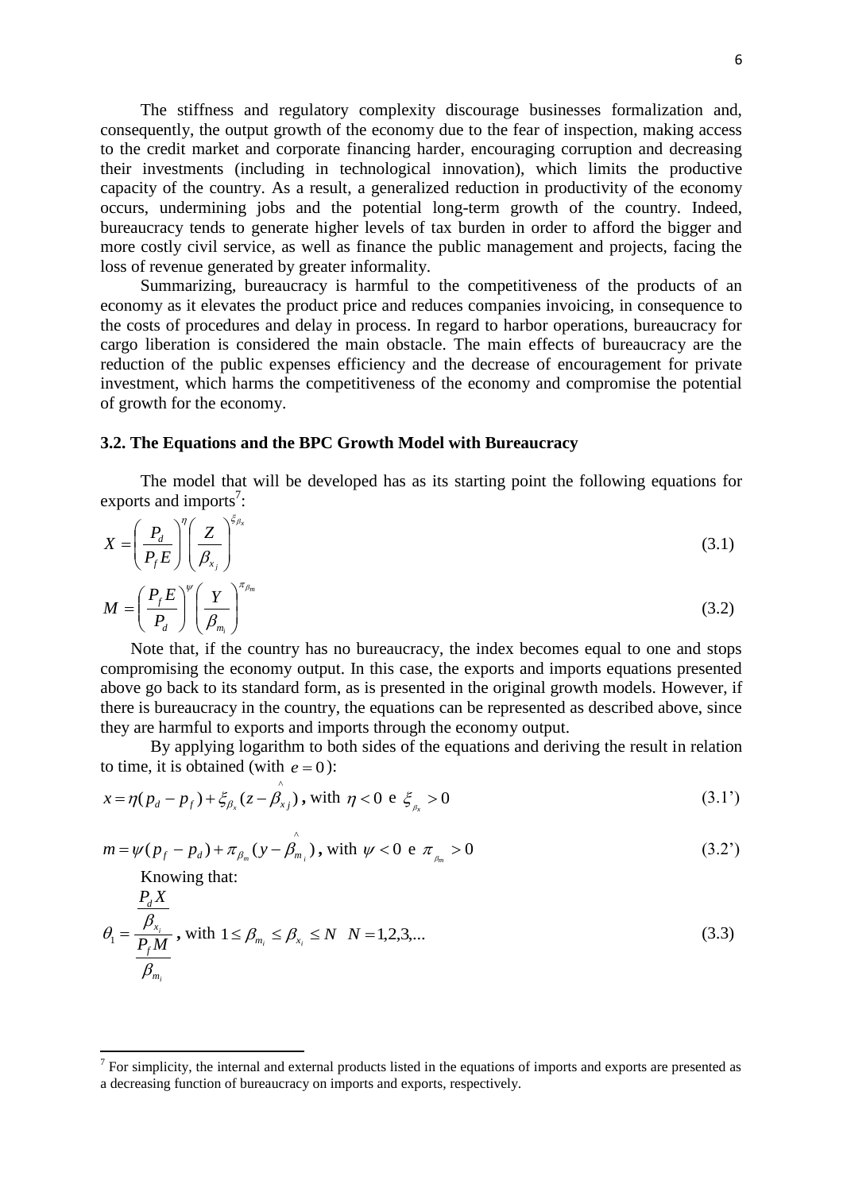The stiffness and regulatory complexity discourage businesses formalization and, consequently, the output growth of the economy due to the fear of inspection, making access to the credit market and corporate financing harder, encouraging corruption and decreasing their investments (including in technological innovation), which limits the productive capacity of the country. As a result, a generalized reduction in productivity of the economy occurs, undermining jobs and the potential long-term growth of the country. Indeed, bureaucracy tends to generate higher levels of tax burden in order to afford the bigger and more costly civil service, as well as finance the public management and projects, facing the loss of revenue generated by greater informality.

Summarizing, bureaucracy is harmful to the competitiveness of the products of an economy as it elevates the product price and reduces companies invoicing, in consequence to the costs of procedures and delay in process. In regard to harbor operations, bureaucracy for cargo liberation is considered the main obstacle. The main effects of bureaucracy are the reduction of the public expenses efficiency and the decrease of encouragement for private investment, which harms the competitiveness of the economy and compromise the potential of growth for the economy.

### 3.2. The Equations and the BPC Growth Model with Bureaucracy

The model that will be developed has as its starting point the following equations for exports and imports[7]:

$$X = \left(\frac{P_d}{P_f E}\right)^{\eta} \left(\frac{Z}{\beta_{x_j}}\right)^{\xi_{\beta_x}} \tag{3.1}$$

$$M = \left(\frac{P_f E}{P_d}\right)^{\psi} \left(\frac{Y}{\beta_{m_i}}\right)^{\pi_{\beta_m}} \tag{3.2}$$

Note that, if the country has no bureaucracy, the index becomes equal to one and stops compromising the economy output. In this case, the exports and imports equations presented above go back to its standard form, as is presented in the original growth models. However, if there is bureaucracy in the country, the equations can be represented as described above, since they are harmful to exports and imports through the economy output.

By applying logarithm to both sides of the equations and deriving the result in relation to time, it is obtained (with $e = 0$):

$$x = \eta(p_d - p_f) + \xi_{\beta_x}(z - \hat{\beta}_{x_j}) \text{, with } \eta < 0 \text{ e } \xi_{\beta_x} > 0 \tag{3.1'}$$

$$m = \psi(p_f - p_d) + \pi_{\beta_m}(y - \hat{\beta}_{m_i}) \text{, with } \psi < 0 \text{ e } \pi_{\beta_m} > 0 \tag{3.2'}$$

Knowing that:

$$\theta_1 = \frac{\dfrac{P_d X}{\beta_{x_i}}}{\dfrac{P_f M}{\beta_{m_i}}} \text{, with } 1 \leq \beta_{m_i} \leq \beta_{x_i} \leq N \quad N = 1,2,3,... \tag{3.3}$$

[7] For simplicity, the internal and external products listed in the equations of imports and exports are presented as a decreasing function of bureaucracy on imports and exports, respectively.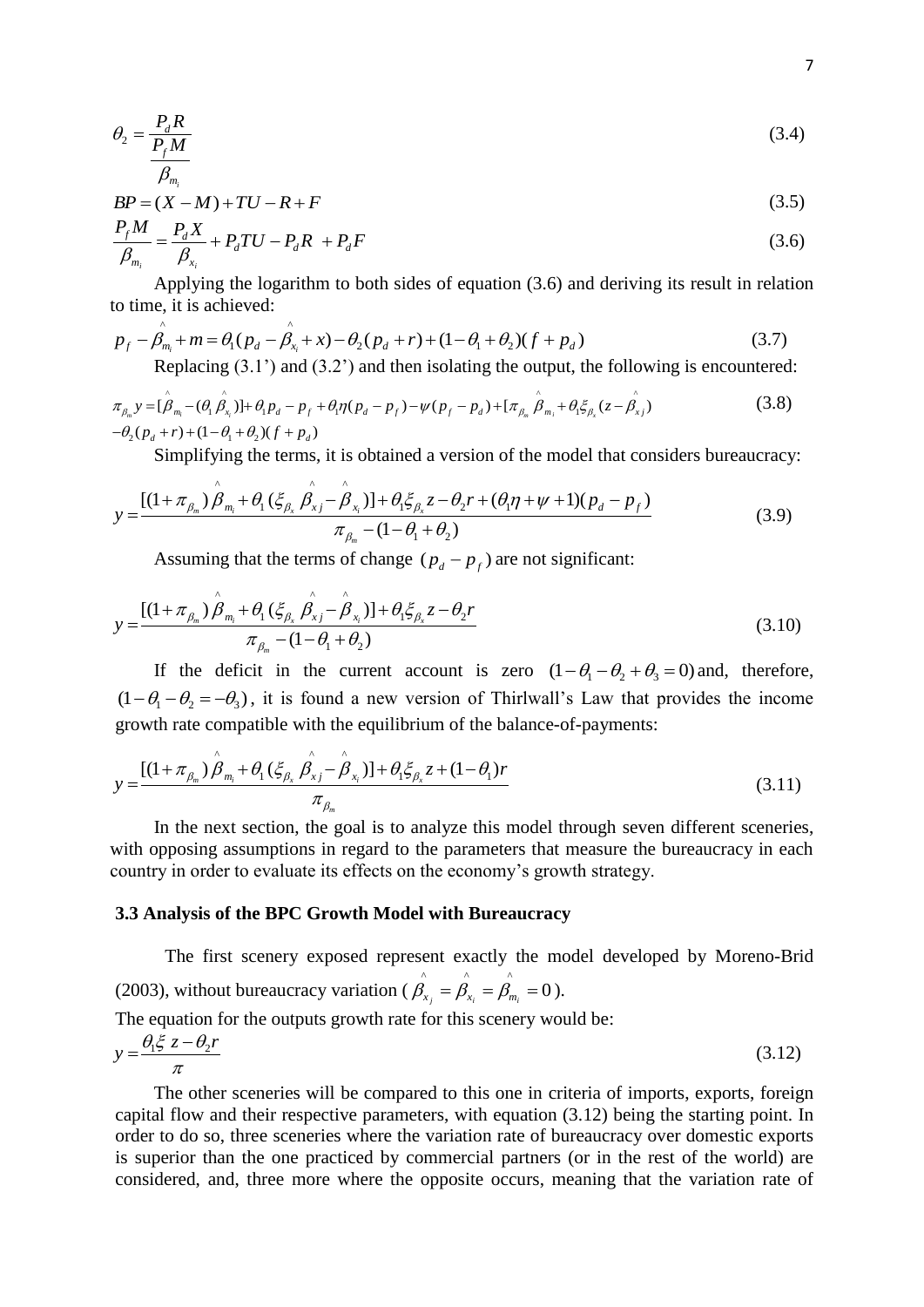$$\theta_2 = \frac{P_d R}{\frac{P_f M}{\beta_{m_i}}} \tag{3.4}$$

$$BP = (X - M) + TU - R + F \tag{3.5}$$

$$\frac{P_f M}{\beta_{m_i}} = \frac{P_d X}{\beta_{x_i}} + P_d TU - P_d R + P_d F \tag{3.6}$$

Applying the logarithm to both sides of equation (3.6) and deriving its result in relation to time, it is achieved:

$$p_f - \hat{\beta}_{m_i} + m = \theta_1 (p_d - \hat{\beta}_{x_i} + x) - \theta_2 (p_d + r) + (1 - \theta_1 + \theta_2)(f + p_d) \tag{3.7}$$

Replacing (3.1') and (3.2') and then isolating the output, the following is encountered:

$$\pi_{\beta_m} y = [\hat{\beta}_{m_i} - (\theta_1 \hat{\beta}_{x_i})] + \theta_1 p_d - p_f + \theta_1 \eta (p_d - p_f) - \psi (p_f - p_d) + [\pi_{\beta_m} \hat{\beta}_{m_i} + \theta_1 \xi_{\beta_x} (z - \hat{\beta}_{xj}) \\ - \theta_2 (p_d + r) + (1 - \theta_1 + \theta_2)(f + p_d) \tag{3.8}$$

Simplifying the terms, it is obtained a version of the model that considers bureaucracy:

$$y = \frac{[(1 + \pi_{\beta_m}) \hat{\beta}_{m_i} + \theta_1 (\xi_{\beta_x} \hat{\beta}_{xj} - \hat{\beta}_{x_i})] + \theta_1 \xi_{\beta_x} z - \theta_2 r + (\theta_1 \eta + \psi + 1)(p_d - p_f)}{\pi_{\beta_m} - (1 - \theta_1 + \theta_2)} \tag{3.9}$$

Assuming that the terms of change $(p_d - p_f)$ are not significant:

$$y = \frac{[(1 + \pi_{\beta_m}) \hat{\beta}_{m_i} + \theta_1 (\xi_{\beta_x} \hat{\beta}_{xj} - \hat{\beta}_{x_i})] + \theta_1 \xi_{\beta_x} z - \theta_2 r}{\pi_{\beta_m} - (1 - \theta_1 + \theta_2)} \tag{3.10}$$

If the deficit in the current account is zero $(1 - \theta_1 - \theta_2 + \theta_3 = 0)$ and, therefore, $(1 - \theta_1 - \theta_2 = -\theta_3)$, it is found a new version of Thirlwall's Law that provides the income growth rate compatible with the equilibrium of the balance-of-payments:

$$y = \frac{[(1 + \pi_{\beta_m}) \hat{\beta}_{m_i} + \theta_1 (\xi_{\beta_x} \hat{\beta}_{xj} - \hat{\beta}_{x_i})] + \theta_1 \xi_{\beta_x} z + (1 - \theta_1) r}{\pi_{\beta_m}} \tag{3.11}$$

In the next section, the goal is to analyze this model through seven different sceneries, with opposing assumptions in regard to the parameters that measure the bureaucracy in each country in order to evaluate its effects on the economy's growth strategy.

### 3.3 Analysis of the BPC Growth Model with Bureaucracy

The first scenery exposed represent exactly the model developed by Moreno-Brid (2003), without bureaucracy variation ( $\hat{\beta}_{x_j} = \hat{\beta}_{x_i} = \hat{\beta}_{m_i} = 0$ ).

The equation for the outputs growth rate for this scenery would be:

$$y = \frac{\theta_1 \xi z - \theta_2 r}{\pi} \tag{3.12}$$

The other sceneries will be compared to this one in criteria of imports, exports, foreign capital flow and their respective parameters, with equation (3.12) being the starting point. In order to do so, three sceneries where the variation rate of bureaucracy over domestic exports is superior than the one practiced by commercial partners (or in the rest of the world) are considered, and, three more where the opposite occurs, meaning that the variation rate of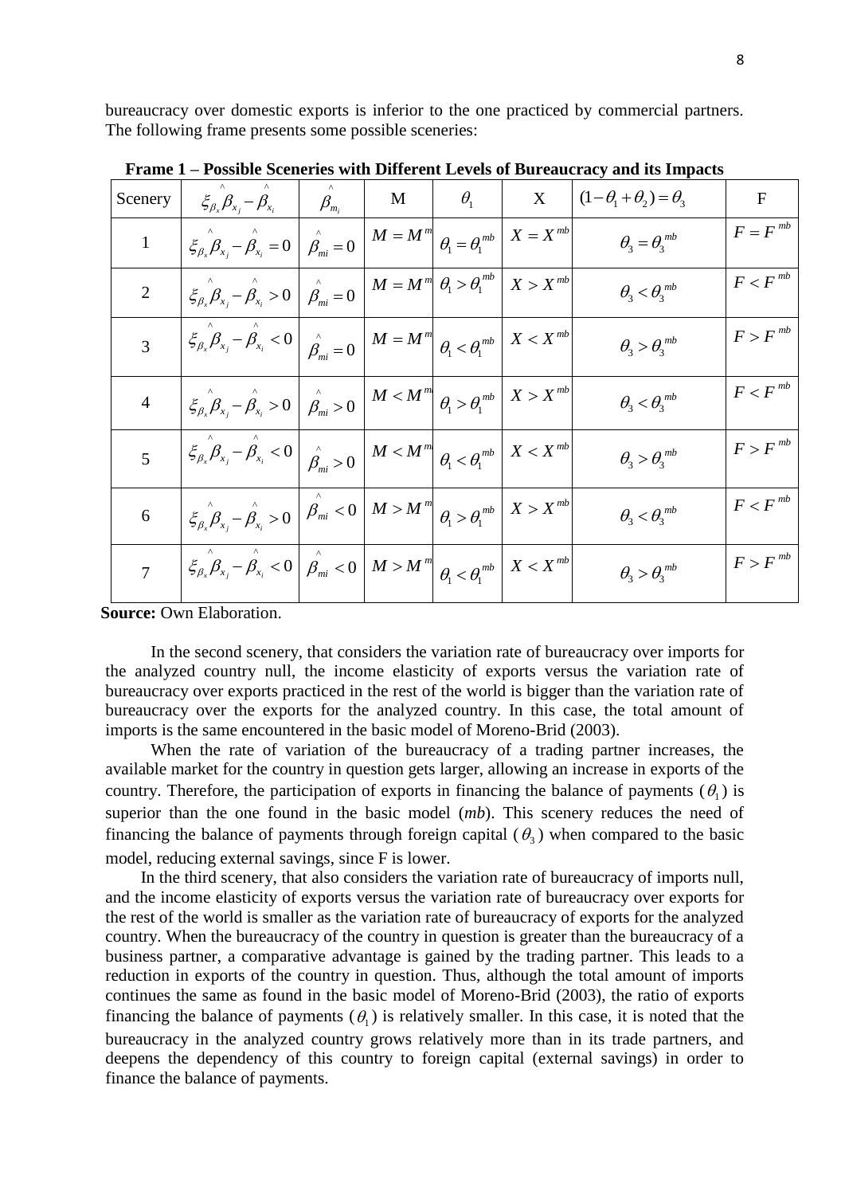bureaucracy over domestic exports is inferior to the one practiced by commercial partners. The following frame presents some possible sceneries:

**Frame 1 – Possible Sceneries with Different Levels of Bureaucracy and its Impacts**

| Scenery | $\xi_{\beta_x}\hat{\beta}_{x_j} - \hat{\beta}_{x_i}$ | $\hat{\beta}_{m_i}$ | M | $\theta_1$ | X | $(1-\theta_1+\theta_2)=\theta_3$ | F |
|---|---|---|---|---|---|---|---|
| 1 | $\xi_{\beta_x}\hat{\beta}_{x_j} - \hat{\beta}_{x_i} = 0$ | $\hat{\beta}_{mi} = 0$ | $M = M^m$ | $\theta_1 = \theta_1^{mb}$ | $X = X^{mb}$ | $\theta_3 = \theta_3^{mb}$ | $F = F^{mb}$ |
| 2 | $\xi_{\beta_x}\hat{\beta}_{x_j} - \hat{\beta}_{x_i} > 0$ | $\hat{\beta}_{mi} = 0$ | $M = M^m$ | $\theta_1 > \theta_1^{mb}$ | $X > X^{mb}$ | $\theta_3 < \theta_3^{mb}$ | $F < F^{mb}$ |
| 3 | $\xi_{\beta_x}\hat{\beta}_{x_j} - \hat{\beta}_{x_i} < 0$ | $\hat{\beta}_{mi} = 0$ | $M = M^m$ | $\theta_1 < \theta_1^{mb}$ | $X < X^{mb}$ | $\theta_3 > \theta_3^{mb}$ | $F > F^{mb}$ |
| 4 | $\xi_{\beta_x}\hat{\beta}_{x_j} - \hat{\beta}_{x_i} > 0$ | $\hat{\beta}_{mi} > 0$ | $M < M^m$ | $\theta_1 > \theta_1^{mb}$ | $X > X^{mb}$ | $\theta_3 < \theta_3^{mb}$ | $F < F^{mb}$ |
| 5 | $\xi_{\beta_x}\hat{\beta}_{x_j} - \hat{\beta}_{x_i} < 0$ | $\hat{\beta}_{mi} > 0$ | $M < M^m$ | $\theta_1 < \theta_1^{mb}$ | $X < X^{mb}$ | $\theta_3 > \theta_3^{mb}$ | $F > F^{mb}$ |
| 6 | $\xi_{\beta_x}\hat{\beta}_{x_j} - \hat{\beta}_{x_i} > 0$ | $\hat{\beta}_{mi} < 0$ | $M > M^m$ | $\theta_1 > \theta_1^{mb}$ | $X > X^{mb}$ | $\theta_3 < \theta_3^{mb}$ | $F < F^{mb}$ |
| 7 | $\xi_{\beta_x}\hat{\beta}_{x_j} - \hat{\beta}_{x_i} < 0$ | $\hat{\beta}_{mi} < 0$ | $M > M^m$ | $\theta_1 < \theta_1^{mb}$ | $X < X^{mb}$ | $\theta_3 > \theta_3^{mb}$ | $F > F^{mb}$ |

**Source:** Own Elaboration.

In the second scenery, that considers the variation rate of bureaucracy over imports for the analyzed country null, the income elasticity of exports versus the variation rate of bureaucracy over exports practiced in the rest of the world is bigger than the variation rate of bureaucracy over the exports for the analyzed country. In this case, the total amount of imports is the same encountered in the basic model of Moreno-Brid (2003).

When the rate of variation of the bureaucracy of a trading partner increases, the available market for the country in question gets larger, allowing an increase in exports of the country. Therefore, the participation of exports in financing the balance of payments ($\theta_1$) is superior than the one found in the basic model (*mb*). This scenery reduces the need of financing the balance of payments through foreign capital ($\theta_3$) when compared to the basic model, reducing external savings, since F is lower.

In the third scenery, that also considers the variation rate of bureaucracy of imports null, and the income elasticity of exports versus the variation rate of bureaucracy over exports for the rest of the world is smaller as the variation rate of bureaucracy of exports for the analyzed country. When the bureaucracy of the country in question is greater than the bureaucracy of a business partner, a comparative advantage is gained by the trading partner. This leads to a reduction in exports of the country in question. Thus, although the total amount of imports continues the same as found in the basic model of Moreno-Brid (2003), the ratio of exports financing the balance of payments ($\theta_1$) is relatively smaller. In this case, it is noted that the bureaucracy in the analyzed country grows relatively more than in its trade partners, and deepens the dependency of this country to foreign capital (external savings) in order to finance the balance of payments.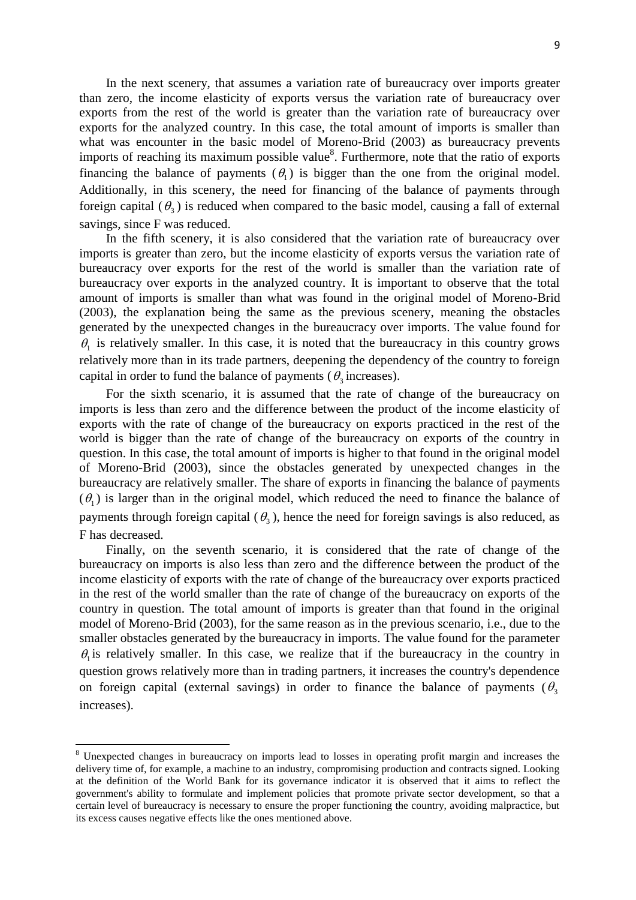In the next scenery, that assumes a variation rate of bureaucracy over imports greater than zero, the income elasticity of exports versus the variation rate of bureaucracy over exports from the rest of the world is greater than the variation rate of bureaucracy over exports for the analyzed country. In this case, the total amount of imports is smaller than what was encounter in the basic model of Moreno-Brid (2003) as bureaucracy prevents imports of reaching its maximum possible value[8]. Furthermore, note that the ratio of exports financing the balance of payments ($\theta_1$) is bigger than the one from the original model. Additionally, in this scenery, the need for financing of the balance of payments through foreign capital ($\theta_3$) is reduced when compared to the basic model, causing a fall of external savings, since F was reduced.

In the fifth scenery, it is also considered that the variation rate of bureaucracy over imports is greater than zero, but the income elasticity of exports versus the variation rate of bureaucracy over exports for the rest of the world is smaller than the variation rate of bureaucracy over exports in the analyzed country. It is important to observe that the total amount of imports is smaller than what was found in the original model of Moreno-Brid (2003), the explanation being the same as the previous scenery, meaning the obstacles generated by the unexpected changes in the bureaucracy over imports. The value found for $\theta_1$ is relatively smaller. In this case, it is noted that the bureaucracy in this country grows relatively more than in its trade partners, deepening the dependency of the country to foreign capital in order to fund the balance of payments ($\theta_3$ increases).

For the sixth scenario, it is assumed that the rate of change of the bureaucracy on imports is less than zero and the difference between the product of the income elasticity of exports with the rate of change of the bureaucracy on exports practiced in the rest of the world is bigger than the rate of change of the bureaucracy on exports of the country in question. In this case, the total amount of imports is higher to that found in the original model of Moreno-Brid (2003), since the obstacles generated by unexpected changes in the bureaucracy are relatively smaller. The share of exports in financing the balance of payments ($\theta_1$) is larger than in the original model, which reduced the need to finance the balance of payments through foreign capital ($\theta_3$), hence the need for foreign savings is also reduced, as F has decreased.

Finally, on the seventh scenario, it is considered that the rate of change of the bureaucracy on imports is also less than zero and the difference between the product of the income elasticity of exports with the rate of change of the bureaucracy over exports practiced in the rest of the world smaller than the rate of change of the bureaucracy on exports of the country in question. The total amount of imports is greater than that found in the original model of Moreno-Brid (2003), for the same reason as in the previous scenario, i.e., due to the smaller obstacles generated by the bureaucracy in imports. The value found for the parameter $\theta_1$ is relatively smaller. In this case, we realize that if the bureaucracy in the country in question grows relatively more than in trading partners, it increases the country's dependence on foreign capital (external savings) in order to finance the balance of payments ($\theta_3$ increases).

[8] Unexpected changes in bureaucracy on imports lead to losses in operating profit margin and increases the delivery time of, for example, a machine to an industry, compromising production and contracts signed. Looking at the definition of the World Bank for its governance indicator it is observed that it aims to reflect the government's ability to formulate and implement policies that promote private sector development, so that a certain level of bureaucracy is necessary to ensure the proper functioning the country, avoiding malpractice, but its excess causes negative effects like the ones mentioned above.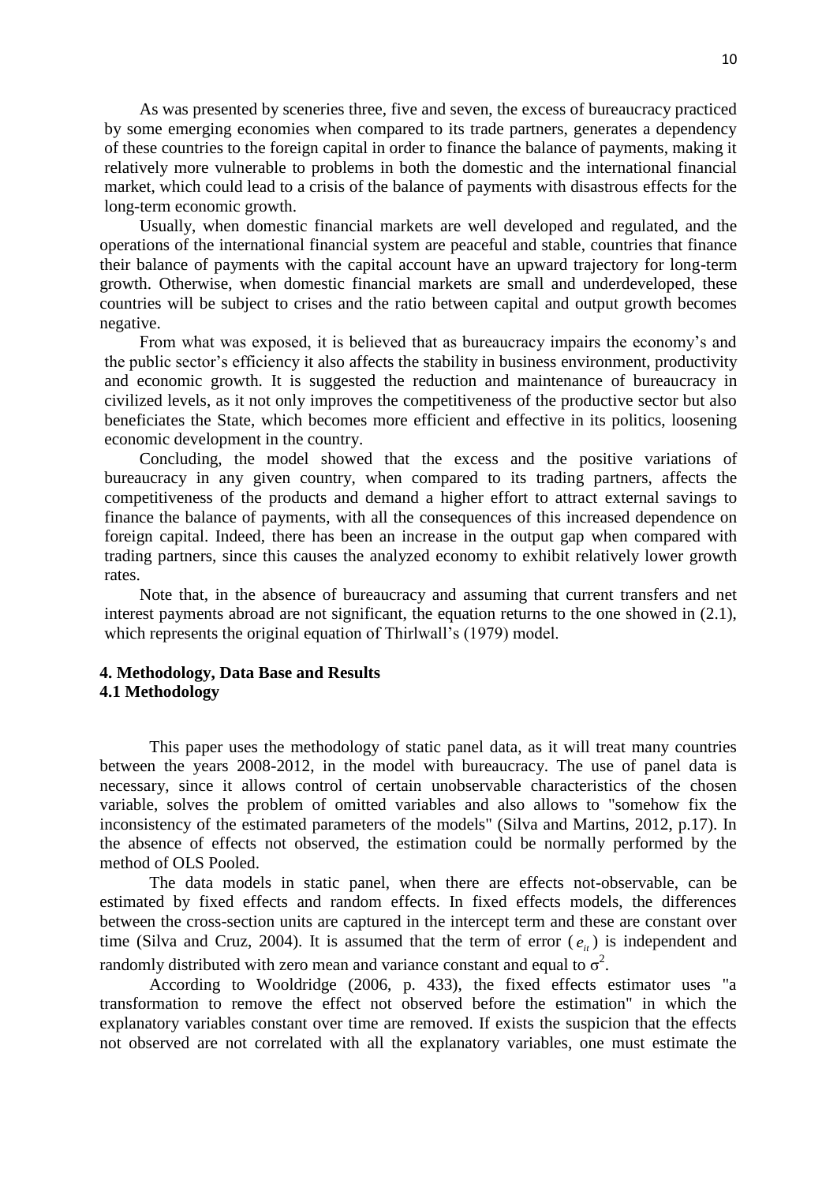As was presented by sceneries three, five and seven, the excess of bureaucracy practiced by some emerging economies when compared to its trade partners, generates a dependency of these countries to the foreign capital in order to finance the balance of payments, making it relatively more vulnerable to problems in both the domestic and the international financial market, which could lead to a crisis of the balance of payments with disastrous effects for the long-term economic growth.

Usually, when domestic financial markets are well developed and regulated, and the operations of the international financial system are peaceful and stable, countries that finance their balance of payments with the capital account have an upward trajectory for long-term growth. Otherwise, when domestic financial markets are small and underdeveloped, these countries will be subject to crises and the ratio between capital and output growth becomes negative.

From what was exposed, it is believed that as bureaucracy impairs the economy's and the public sector's efficiency it also affects the stability in business environment, productivity and economic growth. It is suggested the reduction and maintenance of bureaucracy in civilized levels, as it not only improves the competitiveness of the productive sector but also beneficiates the State, which becomes more efficient and effective in its politics, loosening economic development in the country.

Concluding, the model showed that the excess and the positive variations of bureaucracy in any given country, when compared to its trading partners, affects the competitiveness of the products and demand a higher effort to attract external savings to finance the balance of payments, with all the consequences of this increased dependence on foreign capital. Indeed, there has been an increase in the output gap when compared with trading partners, since this causes the analyzed economy to exhibit relatively lower growth rates.

Note that, in the absence of bureaucracy and assuming that current transfers and net interest payments abroad are not significant, the equation returns to the one showed in (2.1), which represents the original equation of Thirlwall's (1979) model.

## 4. Methodology, Data Base and Results

### 4.1 Methodology

This paper uses the methodology of static panel data, as it will treat many countries between the years 2008-2012, in the model with bureaucracy. The use of panel data is necessary, since it allows control of certain unobservable characteristics of the chosen variable, solves the problem of omitted variables and also allows to "somehow fix the inconsistency of the estimated parameters of the models" (Silva and Martins, 2012, p.17). In the absence of effects not observed, the estimation could be normally performed by the method of OLS Pooled.

The data models in static panel, when there are effects not-observable, can be estimated by fixed effects and random effects. In fixed effects models, the differences between the cross-section units are captured in the intercept term and these are constant over time (Silva and Cruz, 2004). It is assumed that the term of error ($e_{it}$) is independent and randomly distributed with zero mean and variance constant and equal to $\sigma^2$.

According to Wooldridge (2006, p. 433), the fixed effects estimator uses "a transformation to remove the effect not observed before the estimation" in which the explanatory variables constant over time are removed. If exists the suspicion that the effects not observed are not correlated with all the explanatory variables, one must estimate the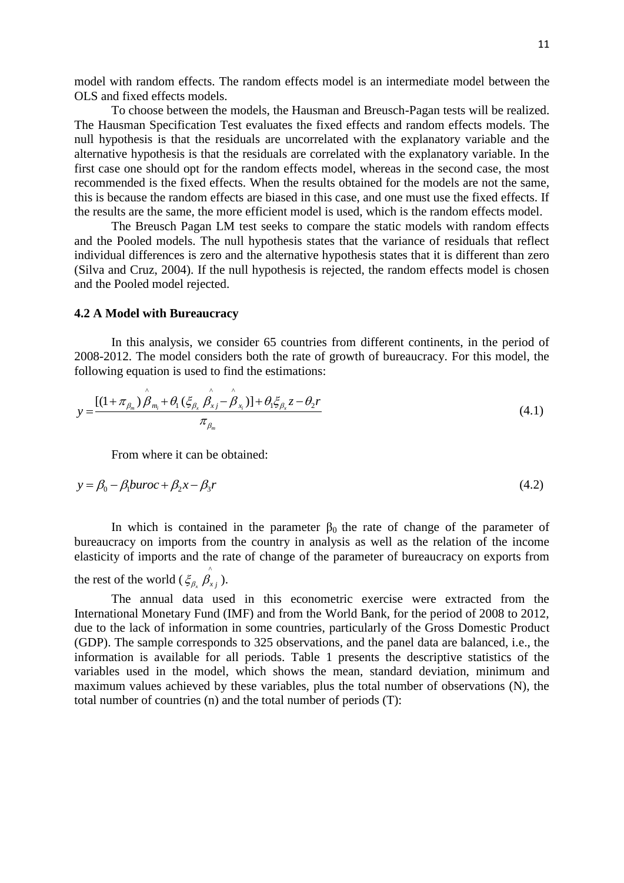model with random effects. The random effects model is an intermediate model between the OLS and fixed effects models.

To choose between the models, the Hausman and Breusch-Pagan tests will be realized. The Hausman Specification Test evaluates the fixed effects and random effects models. The null hypothesis is that the residuals are uncorrelated with the explanatory variable and the alternative hypothesis is that the residuals are correlated with the explanatory variable. In the first case one should opt for the random effects model, whereas in the second case, the most recommended is the fixed effects. When the results obtained for the models are not the same, this is because the random effects are biased in this case, and one must use the fixed effects. If the results are the same, the more efficient model is used, which is the random effects model.

The Breusch Pagan LM test seeks to compare the static models with random effects and the Pooled models. The null hypothesis states that the variance of residuals that reflect individual differences is zero and the alternative hypothesis states that it is different than zero (Silva and Cruz, 2004). If the null hypothesis is rejected, the random effects model is chosen and the Pooled model rejected.

### 4.2 A Model with Bureaucracy

In this analysis, we consider 65 countries from different continents, in the period of 2008-2012. The model considers both the rate of growth of bureaucracy. For this model, the following equation is used to find the estimations:

$$y = \frac{[(1+\pi_{\beta_m})\hat{\beta}_{m_i} + \theta_1(\xi_{\beta_x}\hat{\beta}_{xj} - \hat{\beta}_{x_i})] + \theta_1\xi_{\beta_x}z - \theta_2 r}{\pi_{\beta_m}} \tag{4.1}$$

From where it can be obtained:

$$y = \beta_0 - \beta_1 buroc + \beta_2 x - \beta_3 r \tag{4.2}$$

In which is contained in the parameter $\beta_0$ the rate of change of the parameter of bureaucracy on imports from the country in analysis as well as the relation of the income elasticity of imports and the rate of change of the parameter of bureaucracy on exports from the rest of the world ($\xi_{\beta_x}\hat{\beta}_{xj}$).

The annual data used in this econometric exercise were extracted from the International Monetary Fund (IMF) and from the World Bank, for the period of 2008 to 2012, due to the lack of information in some countries, particularly of the Gross Domestic Product (GDP). The sample corresponds to 325 observations, and the panel data are balanced, i.e., the information is available for all periods. Table 1 presents the descriptive statistics of the variables used in the model, which shows the mean, standard deviation, minimum and maximum values achieved by these variables, plus the total number of observations (N), the total number of countries (n) and the total number of periods (T):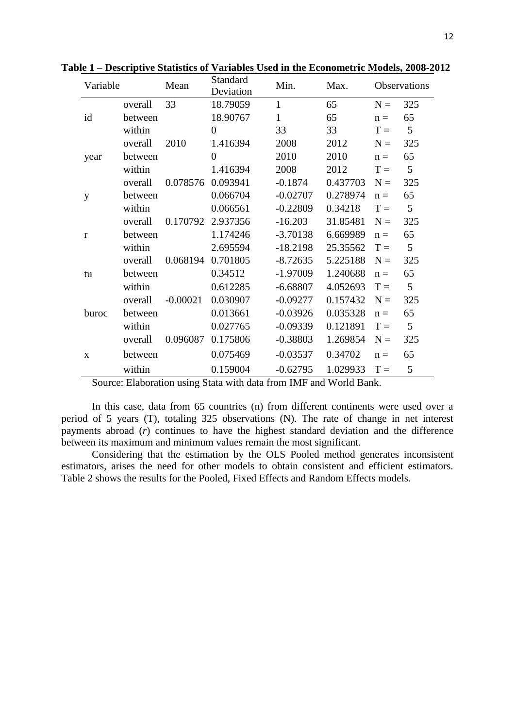**Table 1 – Descriptive Statistics of Variables Used in the Econometric Models, 2008-2012**

| Variable | | Mean | Standard Deviation | Min. | Max. | Observations | |
|---|---|---|---|---|---|---|---|
| id | overall | 33 | 18.79059 | 1 | 65 | N = | 325 |
| | between | | 18.90767 | 1 | 65 | n = | 65 |
| | within | | 0 | 33 | 33 | T = | 5 |
| year | overall | 2010 | 1.416394 | 2008 | 2012 | N = | 325 |
| | between | | 0 | 2010 | 2010 | n = | 65 |
| | within | | 1.416394 | 2008 | 2012 | T = | 5 |
| y | overall | 0.078576 | 0.093941 | -0.1874 | 0.437703 | N = | 325 |
| | between | | 0.066704 | -0.02707 | 0.278974 | n = | 65 |
| | within | | 0.066561 | -0.22809 | 0.34218 | T = | 5 |
| r | overall | 0.170792 | 2.937356 | -16.203 | 31.85481 | N = | 325 |
| | between | | 1.174246 | -3.70138 | 6.669989 | n = | 65 |
| | within | | 2.695594 | -18.2198 | 25.35562 | T = | 5 |
| tu | overall | 0.068194 | 0.701805 | -8.72635 | 5.225188 | N = | 325 |
| | between | | 0.34512 | -1.97009 | 1.240688 | n = | 65 |
| | within | | 0.612285 | -6.68807 | 4.052693 | T = | 5 |
| buroc | overall | -0.00021 | 0.030907 | -0.09277 | 0.157432 | N = | 325 |
| | between | | 0.013661 | -0.03926 | 0.035328 | n = | 65 |
| | within | | 0.027765 | -0.09339 | 0.121891 | T = | 5 |
| x | overall | 0.096087 | 0.175806 | -0.38803 | 1.269854 | N = | 325 |
| | between | | 0.075469 | -0.03537 | 0.34702 | n = | 65 |
| | within | | 0.159004 | -0.62795 | 1.029933 | T = | 5 |

Source: Elaboration using Stata with data from IMF and World Bank.

In this case, data from 65 countries (n) from different continents were used over a period of 5 years (T), totaling 325 observations (N). The rate of change in net interest payments abroad (*r*) continues to have the highest standard deviation and the difference between its maximum and minimum values remain the most significant.

Considering that the estimation by the OLS Pooled method generates inconsistent estimators, arises the need for other models to obtain consistent and efficient estimators. Table 2 shows the results for the Pooled, Fixed Effects and Random Effects models.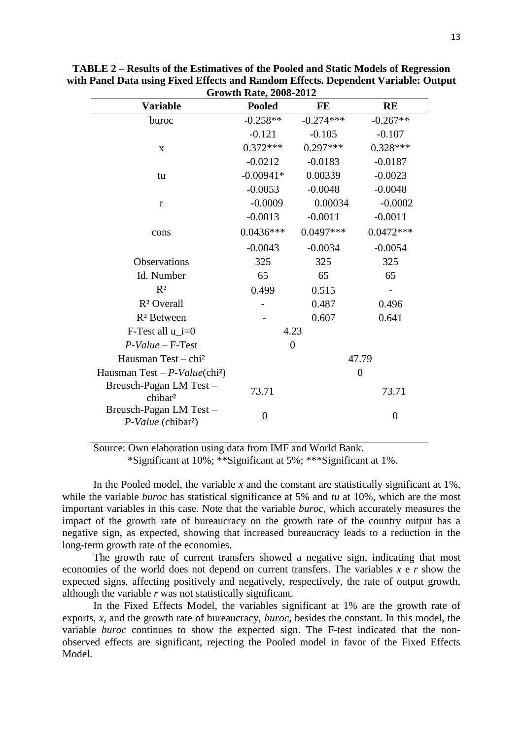**TABLE 2 – Results of the Estimatives of the Pooled and Static Models of Regression with Panel Data using Fixed Effects and Random Effects. Dependent Variable: Output Growth Rate, 2008-2012**

| Variable | Pooled | FE | RE |
|---|---|---|---|
| buroc | -0.258** | -0.274*** | -0.267** |
| | -0.121 | -0.105 | -0.107 |
| x | 0.372*** | 0.297*** | 0.328*** |
| | -0.0212 | -0.0183 | -0.0187 |
| tu | -0.00941* | 0.00339 | -0.0023 |
| | -0.0053 | -0.0048 | -0.0048 |
| r | -0.0009 | 0.00034 | -0.0002 |
| | -0.0013 | -0.0011 | -0.0011 |
| cons | 0.0436*** | 0.0497*** | 0.0472*** |
| | -0.0043 | -0.0034 | -0.0054 |
| Observations | 325 | 325 | 325 |
| Id. Number | 65 | 65 | 65 |
| $R^2$ | 0.499 | 0.515 | - |
| $R^2$ Overall | - | 0.487 | 0.496 |
| $R^2$ Between | - | 0.607 | 0.641 |
| F-Test all u_i=0 | 4.23 | | |
| *P-Value* – F-Test | 0 | | |
| Hausman Test – $chi^2$ | | 47.79 | |
| Hausman Test – *P-Value*($chi^2$) | | 0 | |
| Breusch-Pagan LM Test – $chibar^2$ | 73.71 | | 73.71 |
| Breusch-Pagan LM Test – *P-Value* ($chibar^2$) | 0 | | 0 |

Source: Own elaboration using data from IMF and World Bank.
*Significant at 10%; **Significant at 5%; ***Significant at 1%.

In the Pooled model, the variable *x* and the constant are statistically significant at 1%, while the variable *buroc* has statistical significance at 5% and *tu* at 10%, which are the most important variables in this case. Note that the variable *buroc*, which accurately measures the impact of the growth rate of bureaucracy on the growth rate of the country output has a negative sign, as expected, showing that increased bureaucracy leads to a reduction in the long-term growth rate of the economies.

The growth rate of current transfers showed a negative sign, indicating that most economies of the world does not depend on current transfers. The variables *x* e *r* show the expected signs, affecting positively and negatively, respectively, the rate of output growth, although the variable *r* was not statistically significant.

In the Fixed Effects Model, the variables significant at 1% are the growth rate of exports, *x*, and the growth rate of bureaucracy, *buroc*, besides the constant. In this model, the variable *buroc* continues to show the expected sign. The F-test indicated that the non-observed effects are significant, rejecting the Pooled model in favor of the Fixed Effects Model.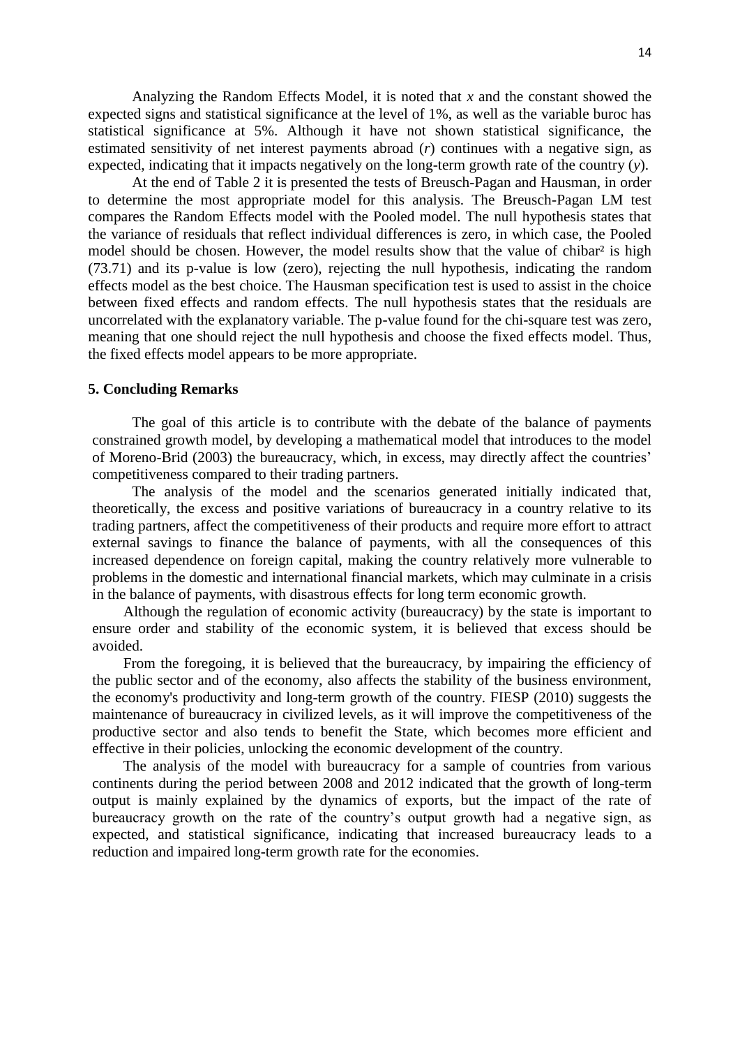Analyzing the Random Effects Model, it is noted that $x$ and the constant showed the expected signs and statistical significance at the level of 1%, as well as the variable buroc has statistical significance at 5%. Although it have not shown statistical significance, the estimated sensitivity of net interest payments abroad ($r$) continues with a negative sign, as expected, indicating that it impacts negatively on the long-term growth rate of the country ($y$).

At the end of Table 2 it is presented the tests of Breusch-Pagan and Hausman, in order to determine the most appropriate model for this analysis. The Breusch-Pagan LM test compares the Random Effects model with the Pooled model. The null hypothesis states that the variance of residuals that reflect individual differences is zero, in which case, the Pooled model should be chosen. However, the model results show that the value of $chibar^2$ is high (73.71) and its p-value is low (zero), rejecting the null hypothesis, indicating the random effects model as the best choice. The Hausman specification test is used to assist in the choice between fixed effects and random effects. The null hypothesis states that the residuals are uncorrelated with the explanatory variable. The p-value found for the chi-square test was zero, meaning that one should reject the null hypothesis and choose the fixed effects model. Thus, the fixed effects model appears to be more appropriate.

## 5. Concluding Remarks

The goal of this article is to contribute with the debate of the balance of payments constrained growth model, by developing a mathematical model that introduces to the model of Moreno-Brid (2003) the bureaucracy, which, in excess, may directly affect the countries' competitiveness compared to their trading partners.

The analysis of the model and the scenarios generated initially indicated that, theoretically, the excess and positive variations of bureaucracy in a country relative to its trading partners, affect the competitiveness of their products and require more effort to attract external savings to finance the balance of payments, with all the consequences of this increased dependence on foreign capital, making the country relatively more vulnerable to problems in the domestic and international financial markets, which may culminate in a crisis in the balance of payments, with disastrous effects for long term economic growth.

Although the regulation of economic activity (bureaucracy) by the state is important to ensure order and stability of the economic system, it is believed that excess should be avoided.

From the foregoing, it is believed that the bureaucracy, by impairing the efficiency of the public sector and of the economy, also affects the stability of the business environment, the economy's productivity and long-term growth of the country. FIESP (2010) suggests the maintenance of bureaucracy in civilized levels, as it will improve the competitiveness of the productive sector and also tends to benefit the State, which becomes more efficient and effective in their policies, unlocking the economic development of the country.

The analysis of the model with bureaucracy for a sample of countries from various continents during the period between 2008 and 2012 indicated that the growth of long-term output is mainly explained by the dynamics of exports, but the impact of the rate of bureaucracy growth on the rate of the country's output growth had a negative sign, as expected, and statistical significance, indicating that increased bureaucracy leads to a reduction and impaired long-term growth rate for the economies.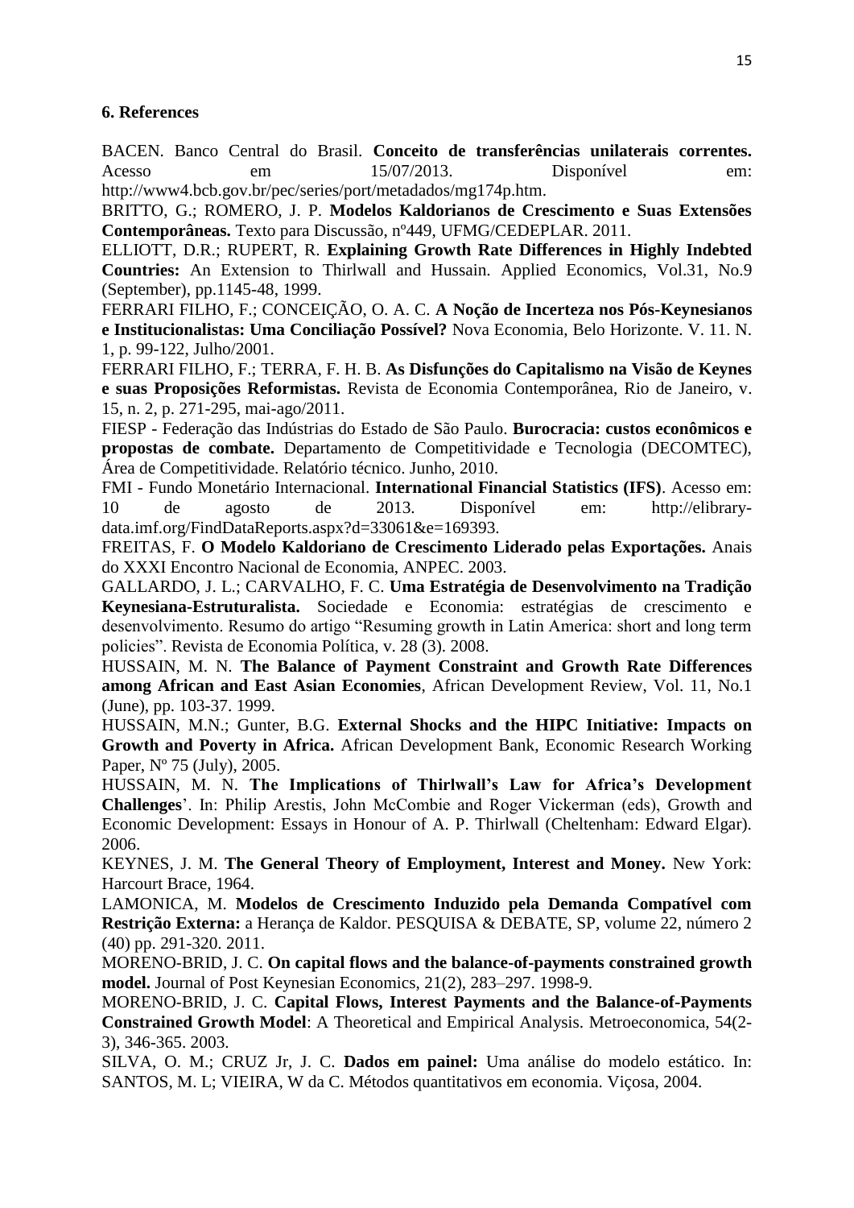## 6. References

BACEN. Banco Central do Brasil. **Conceito de transferências unilaterais correntes.** Acesso em 15/07/2013. Disponível em: http://www4.bcb.gov.br/pec/series/port/metadados/mg174p.htm.

BRITTO, G.; ROMERO, J. P. **Modelos Kaldorianos de Crescimento e Suas Extensões Contemporâneas.** Texto para Discussão, nº449, UFMG/CEDEPLAR. 2011.

ELLIOTT, D.R.; RUPERT, R. **Explaining Growth Rate Differences in Highly Indebted Countries:** An Extension to Thirlwall and Hussain. Applied Economics, Vol.31, No.9 (September), pp.1145-48, 1999.

FERRARI FILHO, F.; CONCEIÇÃO, O. A. C. **A Noção de Incerteza nos Pós-Keynesianos e Institucionalistas: Uma Conciliação Possível?** Nova Economia, Belo Horizonte. V. 11. N. 1, p. 99-122, Julho/2001.

FERRARI FILHO, F.; TERRA, F. H. B. **As Disfunções do Capitalismo na Visão de Keynes e suas Proposições Reformistas.** Revista de Economia Contemporânea, Rio de Janeiro, v. 15, n. 2, p. 271-295, mai-ago/2011.

FIESP - Federação das Indústrias do Estado de São Paulo. **Burocracia: custos econômicos e propostas de combate.** Departamento de Competitividade e Tecnologia (DECOMTEC), Área de Competitividade. Relatório técnico. Junho, 2010.

FMI - Fundo Monetário Internacional. **International Financial Statistics (IFS)**. Acesso em: 10 de agosto de 2013. Disponível em: http://elibrary-data.imf.org/FindDataReports.aspx?d=33061&e=169393.

FREITAS, F. **O Modelo Kaldoriano de Crescimento Liderado pelas Exportações.** Anais do XXXI Encontro Nacional de Economia, ANPEC. 2003.

GALLARDO, J. L.; CARVALHO, F. C. **Uma Estratégia de Desenvolvimento na Tradição Keynesiana-Estruturalista.** Sociedade e Economia: estratégias de crescimento e desenvolvimento. Resumo do artigo "Resuming growth in Latin America: short and long term policies". Revista de Economia Política, v. 28 (3). 2008.

HUSSAIN, M. N. **The Balance of Payment Constraint and Growth Rate Differences among African and East Asian Economies**, African Development Review, Vol. 11, No.1 (June), pp. 103-37. 1999.

HUSSAIN, M.N.; Gunter, B.G. **External Shocks and the HIPC Initiative: Impacts on Growth and Poverty in Africa.** African Development Bank, Economic Research Working Paper, Nº 75 (July), 2005.

HUSSAIN, M. N. **The Implications of Thirlwall's Law for Africa's Development Challenges**'. In: Philip Arestis, John McCombie and Roger Vickerman (eds), Growth and Economic Development: Essays in Honour of A. P. Thirlwall (Cheltenham: Edward Elgar). 2006.

KEYNES, J. M. **The General Theory of Employment, Interest and Money.** New York: Harcourt Brace, 1964.

LAMONICA, M. **Modelos de Crescimento Induzido pela Demanda Compatível com Restrição Externa:** a Herança de Kaldor. PESQUISA & DEBATE, SP, volume 22, número 2 (40) pp. 291-320. 2011.

MORENO-BRID, J. C. **On capital flows and the balance-of-payments constrained growth model.** Journal of Post Keynesian Economics, 21(2), 283–297. 1998-9.

MORENO-BRID, J. C. **Capital Flows, Interest Payments and the Balance-of-Payments Constrained Growth Model**: A Theoretical and Empirical Analysis. Metroeconomica, 54(2-3), 346-365. 2003.

SILVA, O. M.; CRUZ Jr, J. C. **Dados em painel:** Uma análise do modelo estático. In: SANTOS, M. L; VIEIRA, W da C. Métodos quantitativos em economia. Viçosa, 2004.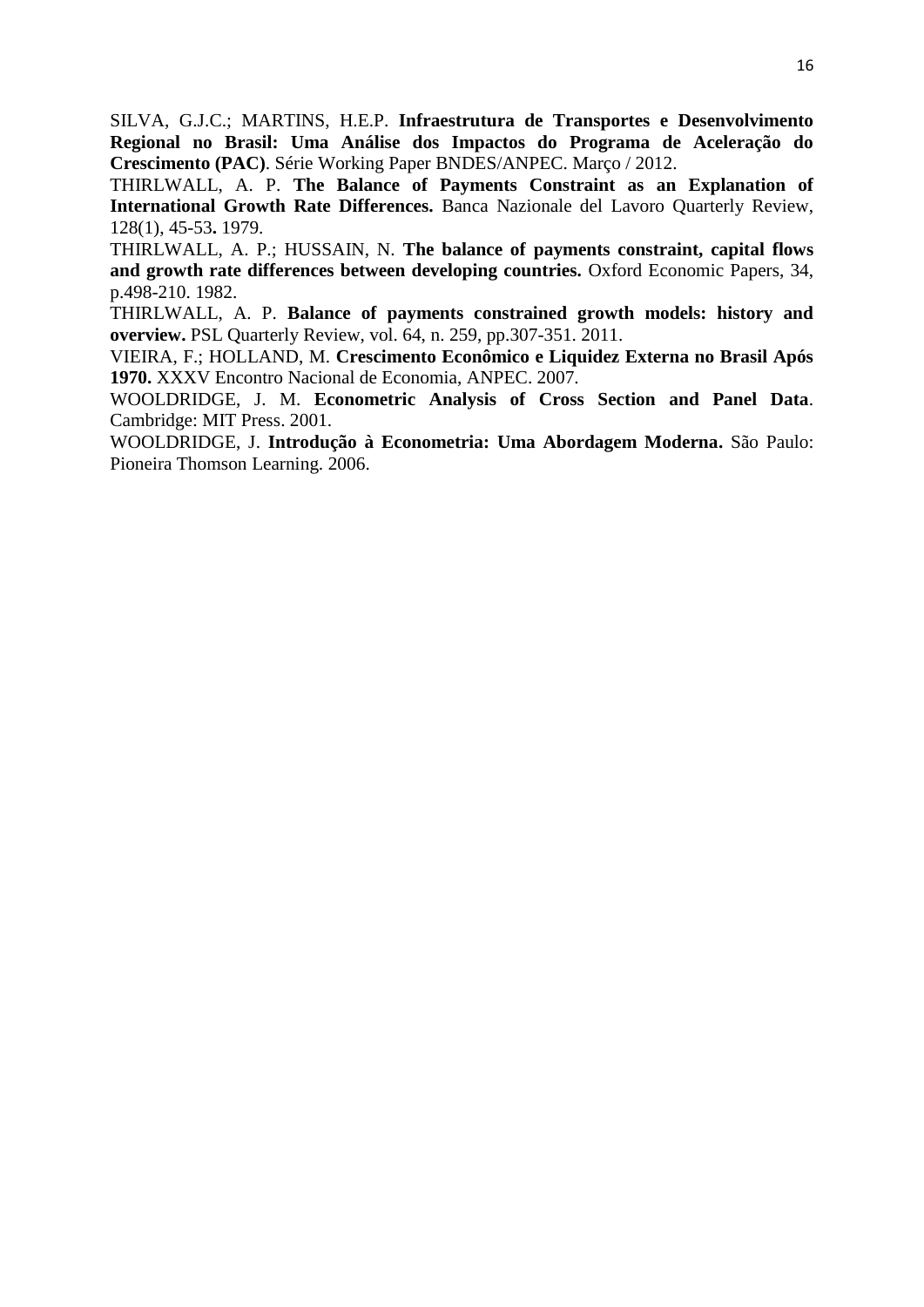SILVA, G.J.C.; MARTINS, H.E.P. **Infraestrutura de Transportes e Desenvolvimento Regional no Brasil: Uma Análise dos Impactos do Programa de Aceleração do Crescimento (PAC)**. Série Working Paper BNDES/ANPEC. Março / 2012.

THIRLWALL, A. P. **The Balance of Payments Constraint as an Explanation of International Growth Rate Differences.** Banca Nazionale del Lavoro Quarterly Review, 128(1), 45-53**.** 1979.

THIRLWALL, A. P.; HUSSAIN, N. **The balance of payments constraint, capital flows and growth rate differences between developing countries.** Oxford Economic Papers, 34, p.498-210. 1982.

THIRLWALL, A. P. **Balance of payments constrained growth models: history and overview.** PSL Quarterly Review, vol. 64, n. 259, pp.307-351. 2011.

VIEIRA, F.; HOLLAND, M. **Crescimento Econômico e Liquidez Externa no Brasil Após 1970.** XXXV Encontro Nacional de Economia, ANPEC. 2007.

WOOLDRIDGE, J. M. **Econometric Analysis of Cross Section and Panel Data**. Cambridge: MIT Press. 2001.

WOOLDRIDGE, J. **Introdução à Econometria: Uma Abordagem Moderna.** São Paulo: Pioneira Thomson Learning. 2006.